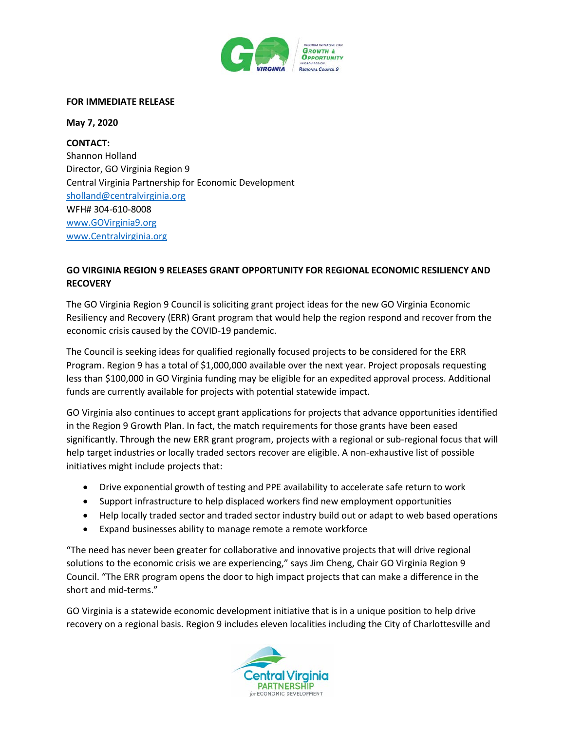**FOR IMMEDIATE RELEASE**

**May 7, 2020**

**CONTACT:**
Shannon Holland
Director, GO Virginia Region 9
Central Virginia Partnership for Economic Development
sholland@centralvirginia.org
WFH# 304-610-8008
www.GOVirginia9.org
www.Centralvirginia.org

**GO VIRGINIA REGION 9 RELEASES GRANT OPPORTUNITY FOR REGIONAL ECONOMIC RESILIENCY AND RECOVERY**

The GO Virginia Region 9 Council is soliciting grant project ideas for the new GO Virginia Economic Resiliency and Recovery (ERR) Grant program that would help the region respond and recover from the economic crisis caused by the COVID-19 pandemic.

The Council is seeking ideas for qualified regionally focused projects to be considered for the ERR Program. Region 9 has a total of $1,000,000 available over the next year. Project proposals requesting less than $100,000 in GO Virginia funding may be eligible for an expedited approval process. Additional funds are currently available for projects with potential statewide impact.

GO Virginia also continues to accept grant applications for projects that advance opportunities identified in the Region 9 Growth Plan. In fact, the match requirements for those grants have been eased significantly. Through the new ERR grant program, projects with a regional or sub-regional focus that will help target industries or locally traded sectors recover are eligible. A non-exhaustive list of possible initiatives might include projects that:

- Drive exponential growth of testing and PPE availability to accelerate safe return to work
- Support infrastructure to help displaced workers find new employment opportunities
- Help locally traded sector and traded sector industry build out or adapt to web based operations
- Expand businesses ability to manage remote a remote workforce

"The need has never been greater for collaborative and innovative projects that will drive regional solutions to the economic crisis we are experiencing," says Jim Cheng, Chair GO Virginia Region 9 Council. "The ERR program opens the door to high impact projects that can make a difference in the short and mid-terms."

GO Virginia is a statewide economic development initiative that is in a unique position to help drive recovery on a regional basis. Region 9 includes eleven localities including the City of Charlottesville and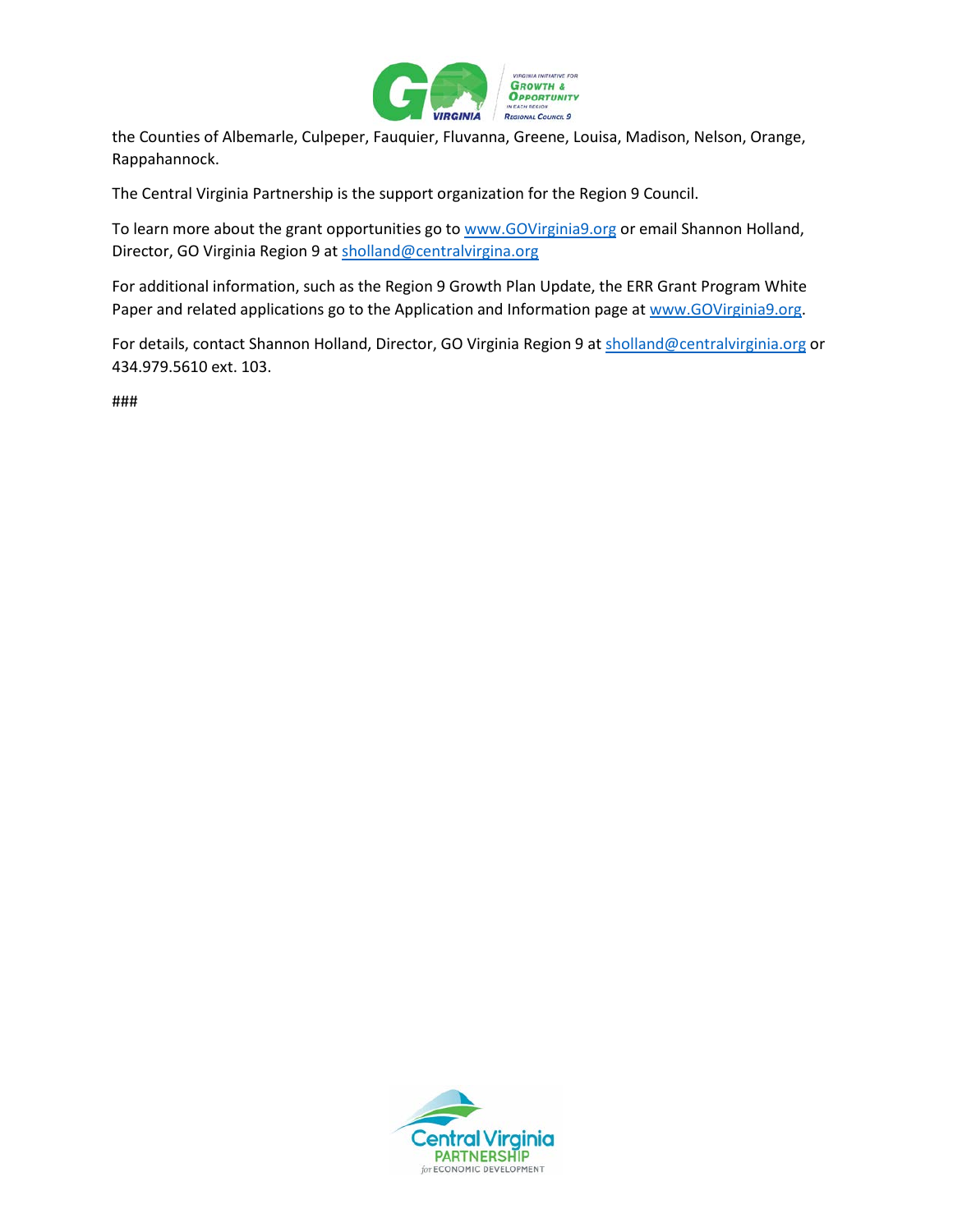the Counties of Albemarle, Culpeper, Fauquier, Fluvanna, Greene, Louisa, Madison, Nelson, Orange, Rappahannock.

The Central Virginia Partnership is the support organization for the Region 9 Council.

To learn more about the grant opportunities go to www.GOVirginia9.org or email Shannon Holland, Director, GO Virginia Region 9 at sholland@centralvirgina.org

For additional information, such as the Region 9 Growth Plan Update, the ERR Grant Program White Paper and related applications go to the Application and Information page at www.GOVirginia9.org.

For details, contact Shannon Holland, Director, GO Virginia Region 9 at sholland@centralvirginia.org or 434.979.5610 ext. 103.

###